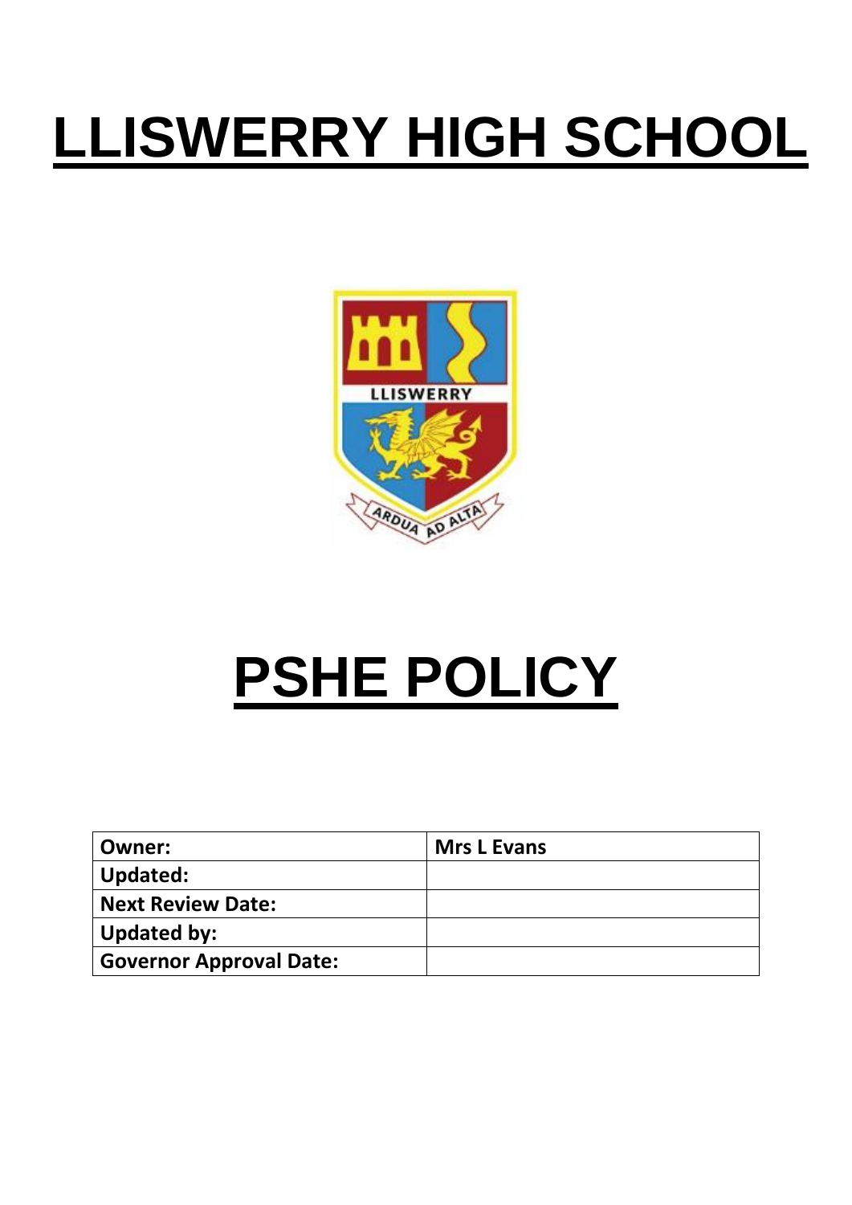# LLISWERRY HIGH SCHOOL

# PSHE POLICY

| Owner: | Mrs L Evans |
|---|---|
| Updated: | |
| Next Review Date: | |
| Updated by: | |
| Governor Approval Date: | |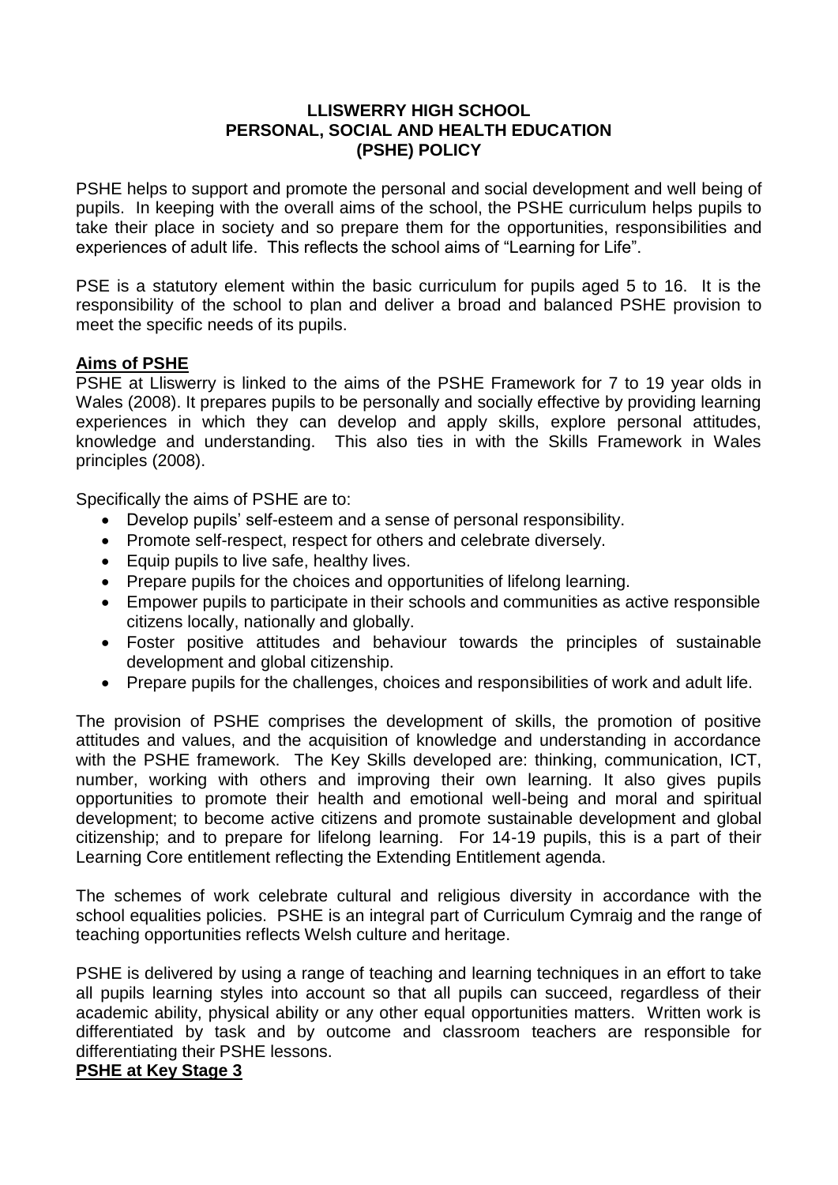**LLISWERRY HIGH SCHOOL**
**PERSONAL, SOCIAL AND HEALTH EDUCATION**
**(PSHE) POLICY**

PSHE helps to support and promote the personal and social development and well being of pupils. In keeping with the overall aims of the school, the PSHE curriculum helps pupils to take their place in society and so prepare them for the opportunities, responsibilities and experiences of adult life. This reflects the school aims of "Learning for Life".

PSE is a statutory element within the basic curriculum for pupils aged 5 to 16. It is the responsibility of the school to plan and deliver a broad and balanced PSHE provision to meet the specific needs of its pupils.

## Aims of PSHE

PSHE at Lliswerry is linked to the aims of the PSHE Framework for 7 to 19 year olds in Wales (2008). It prepares pupils to be personally and socially effective by providing learning experiences in which they can develop and apply skills, explore personal attitudes, knowledge and understanding. This also ties in with the Skills Framework in Wales principles (2008).

Specifically the aims of PSHE are to:

- Develop pupils' self-esteem and a sense of personal responsibility.
- Promote self-respect, respect for others and celebrate diversely.
- Equip pupils to live safe, healthy lives.
- Prepare pupils for the choices and opportunities of lifelong learning.
- Empower pupils to participate in their schools and communities as active responsible citizens locally, nationally and globally.
- Foster positive attitudes and behaviour towards the principles of sustainable development and global citizenship.
- Prepare pupils for the challenges, choices and responsibilities of work and adult life.

The provision of PSHE comprises the development of skills, the promotion of positive attitudes and values, and the acquisition of knowledge and understanding in accordance with the PSHE framework. The Key Skills developed are: thinking, communication, ICT, number, working with others and improving their own learning. It also gives pupils opportunities to promote their health and emotional well-being and moral and spiritual development; to become active citizens and promote sustainable development and global citizenship; and to prepare for lifelong learning. For 14-19 pupils, this is a part of their Learning Core entitlement reflecting the Extending Entitlement agenda.

The schemes of work celebrate cultural and religious diversity in accordance with the school equalities policies. PSHE is an integral part of Curriculum Cymraig and the range of teaching opportunities reflects Welsh culture and heritage.

PSHE is delivered by using a range of teaching and learning techniques in an effort to take all pupils learning styles into account so that all pupils can succeed, regardless of their academic ability, physical ability or any other equal opportunities matters. Written work is differentiated by task and by outcome and classroom teachers are responsible for differentiating their PSHE lessons.

## PSHE at Key Stage 3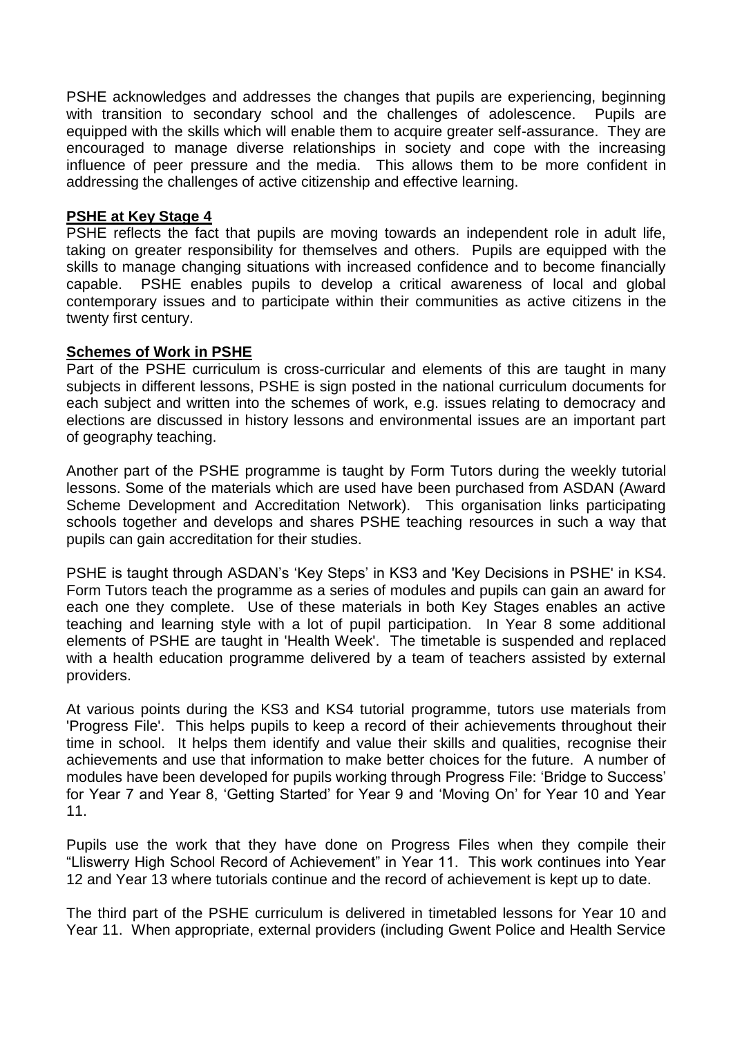PSHE acknowledges and addresses the changes that pupils are experiencing, beginning with transition to secondary school and the challenges of adolescence. Pupils are equipped with the skills which will enable them to acquire greater self-assurance. They are encouraged to manage diverse relationships in society and cope with the increasing influence of peer pressure and the media. This allows them to be more confident in addressing the challenges of active citizenship and effective learning.

**PSHE at Key Stage 4**

PSHE reflects the fact that pupils are moving towards an independent role in adult life, taking on greater responsibility for themselves and others. Pupils are equipped with the skills to manage changing situations with increased confidence and to become financially capable. PSHE enables pupils to develop a critical awareness of local and global contemporary issues and to participate within their communities as active citizens in the twenty first century.

**Schemes of Work in PSHE**

Part of the PSHE curriculum is cross-curricular and elements of this are taught in many subjects in different lessons, PSHE is sign posted in the national curriculum documents for each subject and written into the schemes of work, e.g. issues relating to democracy and elections are discussed in history lessons and environmental issues are an important part of geography teaching.

Another part of the PSHE programme is taught by Form Tutors during the weekly tutorial lessons. Some of the materials which are used have been purchased from ASDAN (Award Scheme Development and Accreditation Network). This organisation links participating schools together and develops and shares PSHE teaching resources in such a way that pupils can gain accreditation for their studies.

PSHE is taught through ASDAN's 'Key Steps' in KS3 and 'Key Decisions in PSHE' in KS4. Form Tutors teach the programme as a series of modules and pupils can gain an award for each one they complete. Use of these materials in both Key Stages enables an active teaching and learning style with a lot of pupil participation. In Year 8 some additional elements of PSHE are taught in 'Health Week'. The timetable is suspended and replaced with a health education programme delivered by a team of teachers assisted by external providers.

At various points during the KS3 and KS4 tutorial programme, tutors use materials from 'Progress File'. This helps pupils to keep a record of their achievements throughout their time in school. It helps them identify and value their skills and qualities, recognise their achievements and use that information to make better choices for the future. A number of modules have been developed for pupils working through Progress File: 'Bridge to Success' for Year 7 and Year 8, 'Getting Started' for Year 9 and 'Moving On' for Year 10 and Year 11.

Pupils use the work that they have done on Progress Files when they compile their "Lliswerry High School Record of Achievement" in Year 11. This work continues into Year 12 and Year 13 where tutorials continue and the record of achievement is kept up to date.

The third part of the PSHE curriculum is delivered in timetabled lessons for Year 10 and Year 11. When appropriate, external providers (including Gwent Police and Health Service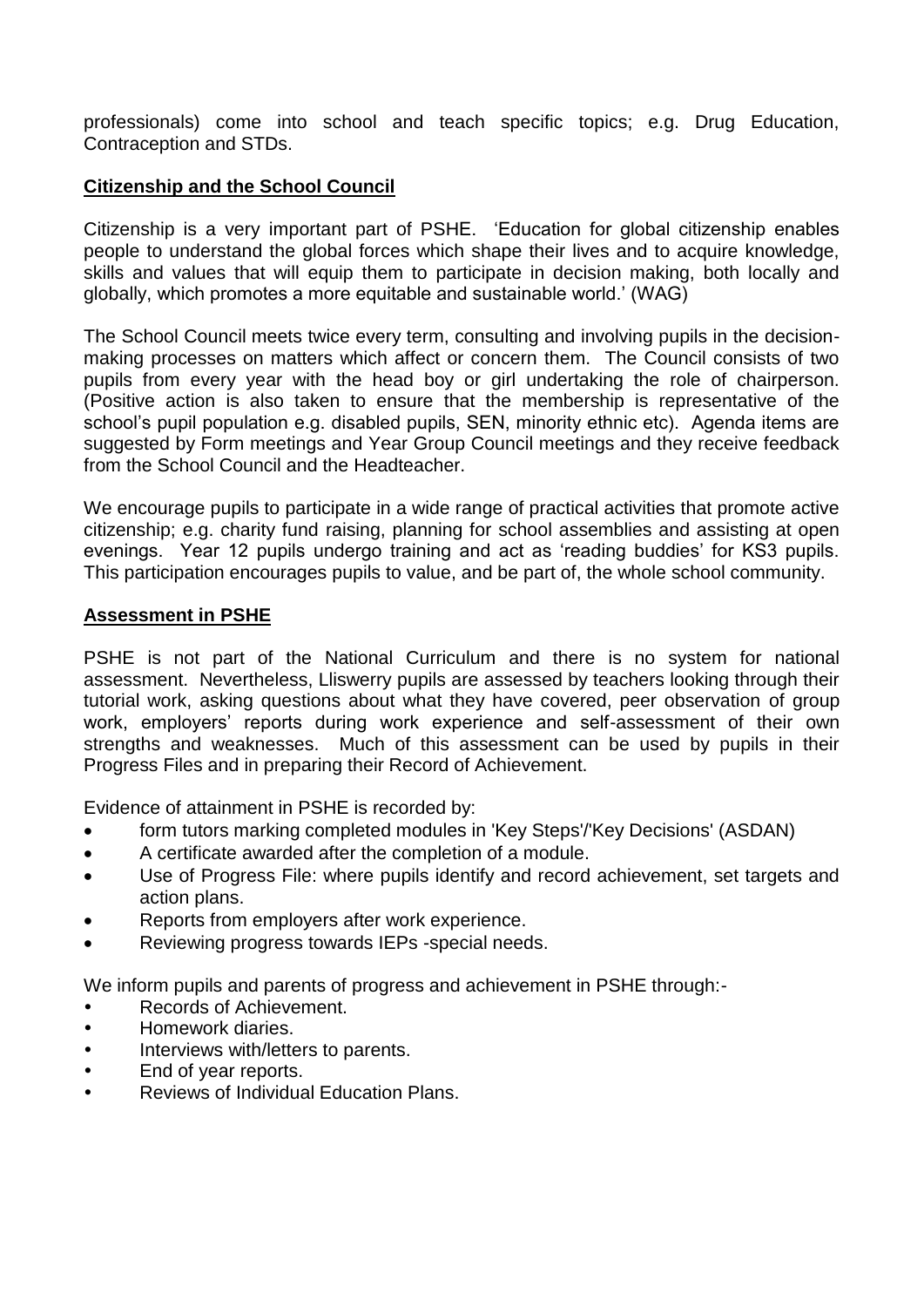professionals) come into school and teach specific topics; e.g. Drug Education, Contraception and STDs.

## Citizenship and the School Council

Citizenship is a very important part of PSHE. 'Education for global citizenship enables people to understand the global forces which shape their lives and to acquire knowledge, skills and values that will equip them to participate in decision making, both locally and globally, which promotes a more equitable and sustainable world.' (WAG)

The School Council meets twice every term, consulting and involving pupils in the decision-making processes on matters which affect or concern them. The Council consists of two pupils from every year with the head boy or girl undertaking the role of chairperson. (Positive action is also taken to ensure that the membership is representative of the school's pupil population e.g. disabled pupils, SEN, minority ethnic etc). Agenda items are suggested by Form meetings and Year Group Council meetings and they receive feedback from the School Council and the Headteacher.

We encourage pupils to participate in a wide range of practical activities that promote active citizenship; e.g. charity fund raising, planning for school assemblies and assisting at open evenings. Year 12 pupils undergo training and act as 'reading buddies' for KS3 pupils. This participation encourages pupils to value, and be part of, the whole school community.

## Assessment in PSHE

PSHE is not part of the National Curriculum and there is no system for national assessment. Nevertheless, Lliswerry pupils are assessed by teachers looking through their tutorial work, asking questions about what they have covered, peer observation of group work, employers' reports during work experience and self-assessment of their own strengths and weaknesses. Much of this assessment can be used by pupils in their Progress Files and in preparing their Record of Achievement.

Evidence of attainment in PSHE is recorded by:

- form tutors marking completed modules in 'Key Steps'/'Key Decisions' (ASDAN)
- A certificate awarded after the completion of a module.
- Use of Progress File: where pupils identify and record achievement, set targets and action plans.
- Reports from employers after work experience.
- Reviewing progress towards IEPs -special needs.

We inform pupils and parents of progress and achievement in PSHE through:-

- Records of Achievement.
- Homework diaries.
- Interviews with/letters to parents.
- End of year reports.
- Reviews of Individual Education Plans.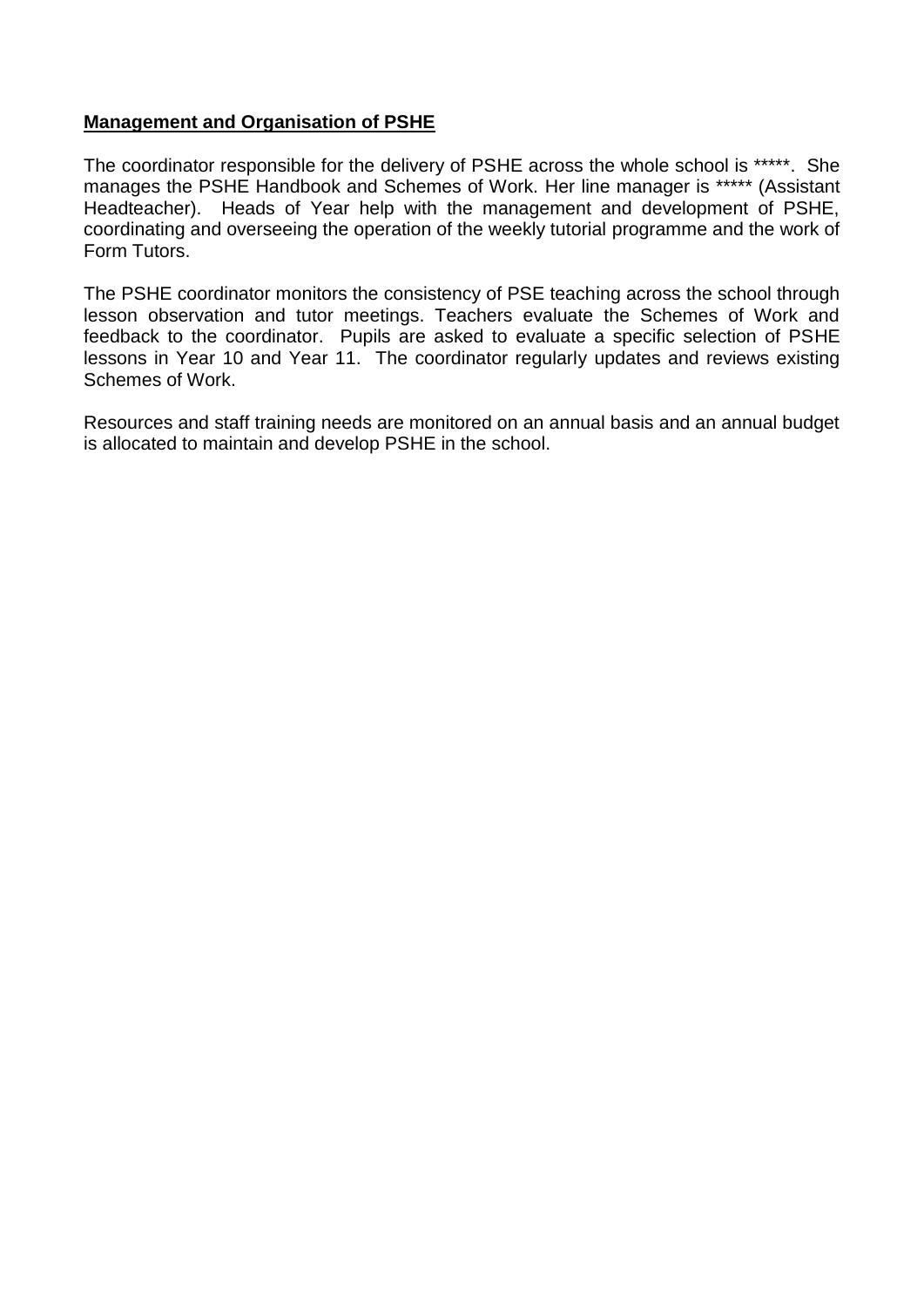## **Management and Organisation of PSHE**

The coordinator responsible for the delivery of PSHE across the whole school is *****. She manages the PSHE Handbook and Schemes of Work. Her line manager is ***** (Assistant Headteacher). Heads of Year help with the management and development of PSHE, coordinating and overseeing the operation of the weekly tutorial programme and the work of Form Tutors.

The PSHE coordinator monitors the consistency of PSE teaching across the school through lesson observation and tutor meetings. Teachers evaluate the Schemes of Work and feedback to the coordinator. Pupils are asked to evaluate a specific selection of PSHE lessons in Year 10 and Year 11. The coordinator regularly updates and reviews existing Schemes of Work.

Resources and staff training needs are monitored on an annual basis and an annual budget is allocated to maintain and develop PSHE in the school.